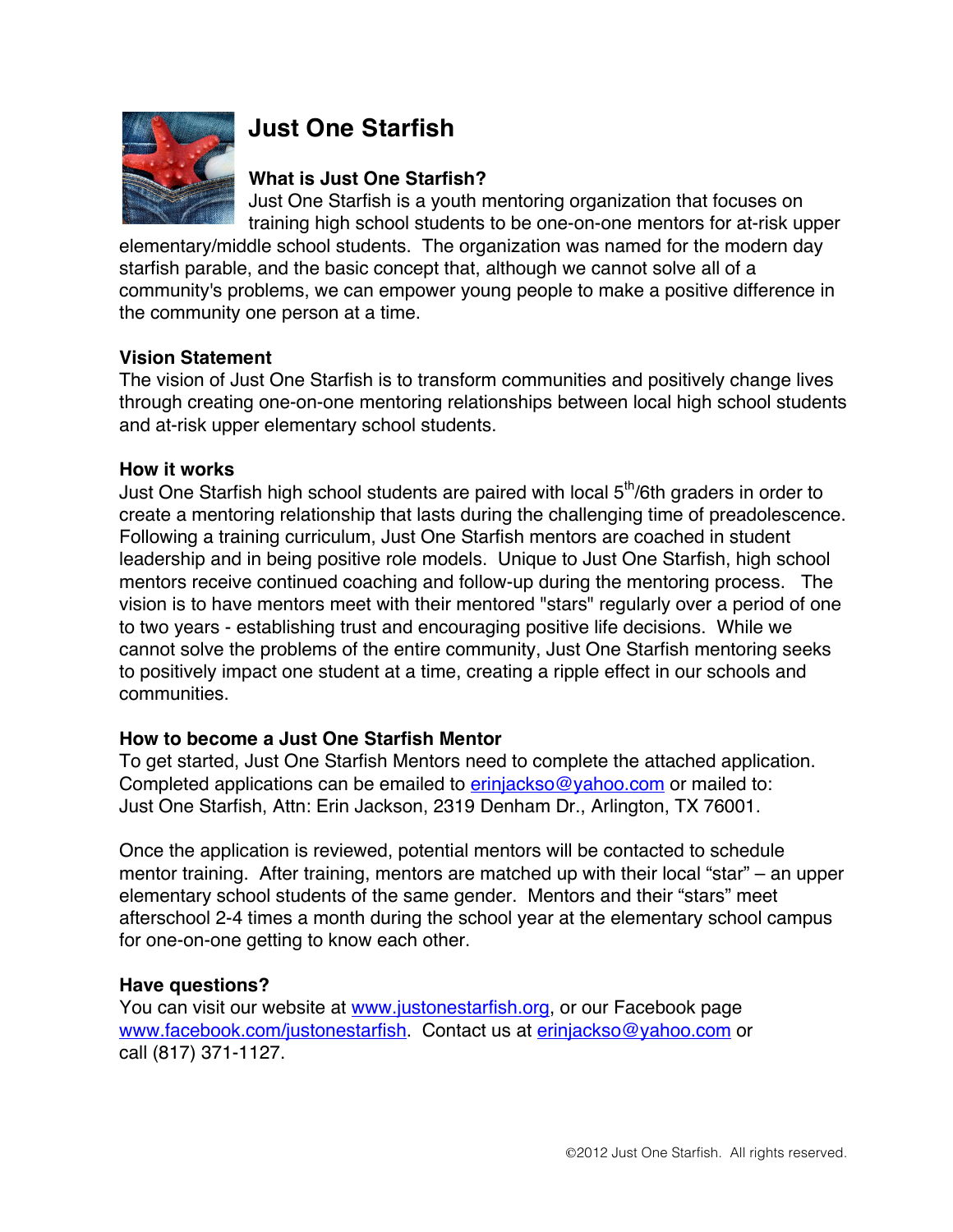# Just One Starfish

### What is Just One Starfish?

Just One Starfish is a youth mentoring organization that focuses on training high school students to be one-on-one mentors for at-risk upper elementary/middle school students. The organization was named for the modern day starfish parable, and the basic concept that, although we cannot solve all of a community's problems, we can empower young people to make a positive difference in the community one person at a time.

### Vision Statement

The vision of Just One Starfish is to transform communities and positively change lives through creating one-on-one mentoring relationships between local high school students and at-risk upper elementary school students.

### How it works

Just One Starfish high school students are paired with local 5th/6th graders in order to create a mentoring relationship that lasts during the challenging time of preadolescence. Following a training curriculum, Just One Starfish mentors are coached in student leadership and in being positive role models. Unique to Just One Starfish, high school mentors receive continued coaching and follow-up during the mentoring process. The vision is to have mentors meet with their mentored "stars" regularly over a period of one to two years - establishing trust and encouraging positive life decisions. While we cannot solve the problems of the entire community, Just One Starfish mentoring seeks to positively impact one student at a time, creating a ripple effect in our schools and communities.

### How to become a Just One Starfish Mentor

To get started, Just One Starfish Mentors need to complete the attached application. Completed applications can be emailed to erinjackso@yahoo.com or mailed to: Just One Starfish, Attn: Erin Jackson, 2319 Denham Dr., Arlington, TX 76001.

Once the application is reviewed, potential mentors will be contacted to schedule mentor training. After training, mentors are matched up with their local “star” – an upper elementary school students of the same gender. Mentors and their “stars” meet afterschool 2-4 times a month during the school year at the elementary school campus for one-on-one getting to know each other.

### Have questions?

You can visit our website at www.justonestarfish.org, or our Facebook page www.facebook.com/justonestarfish. Contact us at erinjackso@yahoo.com or call (817) 371-1127.

©2012 Just One Starfish. All rights reserved.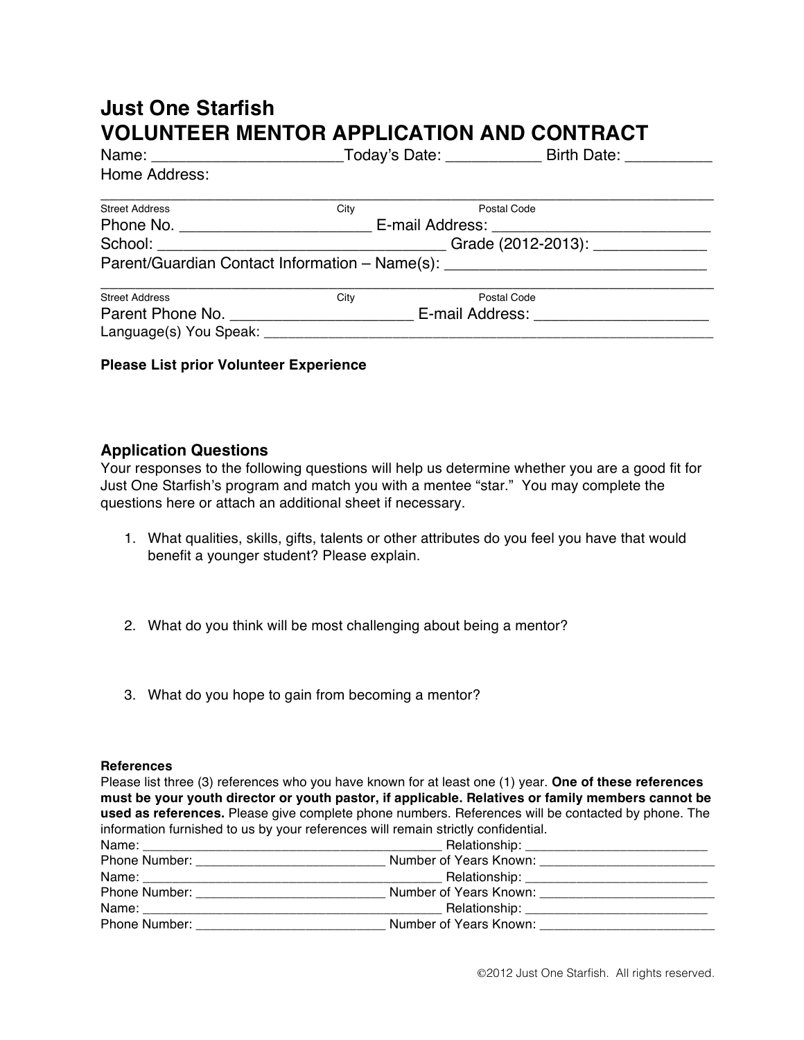# Just One Starfish
# VOLUNTEER MENTOR APPLICATION AND CONTRACT

Name: ______________________Today's Date: ___________ Birth Date: __________

Home Address:

___________________________________________________________________________

Street Address                    City                    Postal Code

Phone No. ______________________ E-mail Address: _________________________

School: _________________________________ Grade (2012-2013): _____________

Parent/Guardian Contact Information – Name(s): ______________________________

___________________________________________________________________________

Street Address                    City                    Postal Code

Parent Phone No. _____________________ E-mail Address: ____________________

Language(s) You Speak: ____________________________________________________

**Please List prior Volunteer Experience**

### Application Questions

Your responses to the following questions will help us determine whether you are a good fit for Just One Starfish's program and match you with a mentee "star." You may complete the questions here or attach an additional sheet if necessary.

1. What qualities, skills, gifts, talents or other attributes do you feel you have that would benefit a younger student? Please explain.

2. What do you think will be most challenging about being a mentor?

3. What do you hope to gain from becoming a mentor?

**References**

Please list three (3) references who you have known for at least one (1) year. **One of these references must be your youth director or youth pastor, if applicable. Relatives or family members cannot be used as references.** Please give complete phone numbers. References will be contacted by phone. The information furnished to us by your references will remain strictly confidential.

Name: ________________________________________ Relationship: ________________________

Phone Number: _________________________ Number of Years Known: _______________________

Name: ________________________________________ Relationship: ________________________

Phone Number: _________________________ Number of Years Known: _______________________

Name: ________________________________________ Relationship: ________________________

Phone Number: _________________________ Number of Years Known: _______________________

©2012 Just One Starfish. All rights reserved.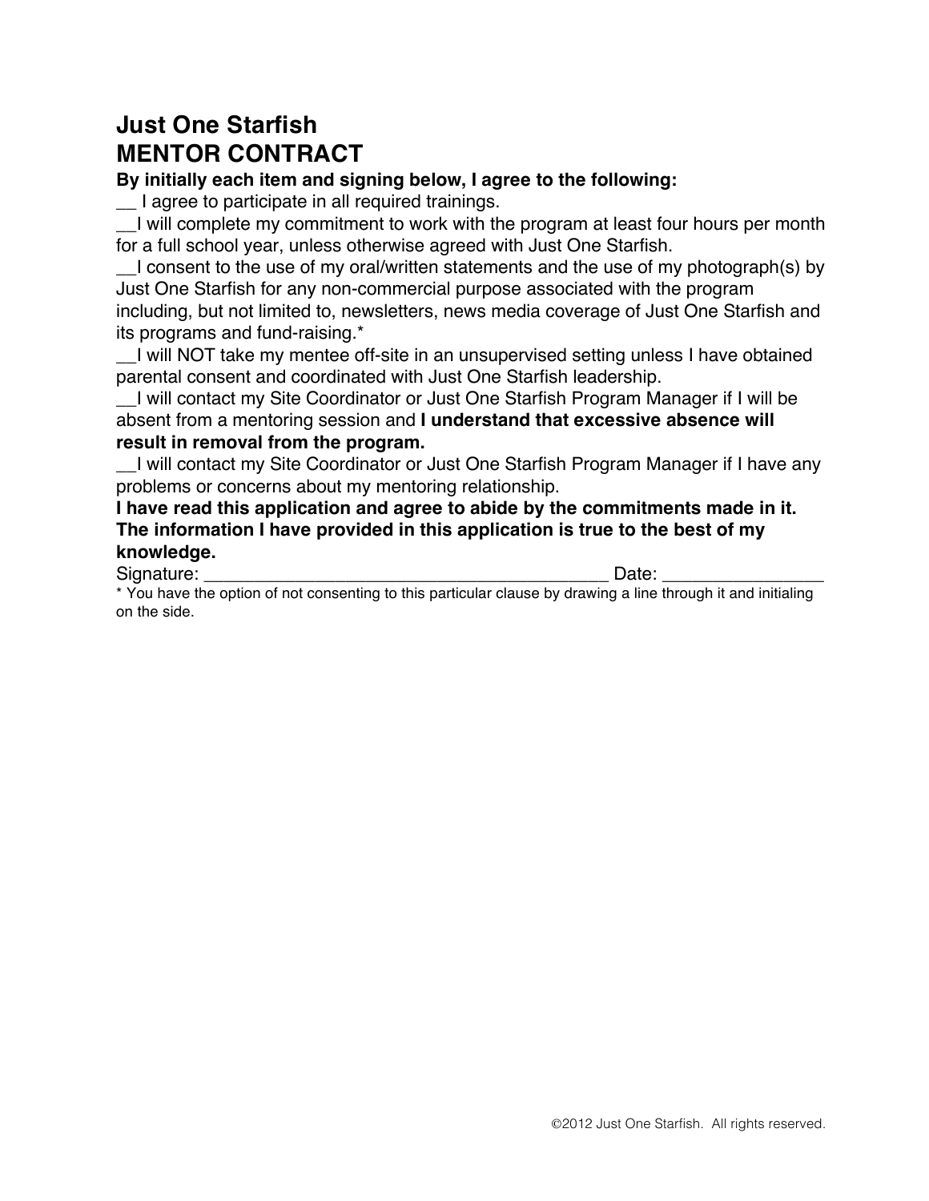# Just One Starfish
## MENTOR CONTRACT

**By initially each item and signing below, I agree to the following:**

__ I agree to participate in all required trainings.

__I will complete my commitment to work with the program at least four hours per month for a full school year, unless otherwise agreed with Just One Starfish.

__I consent to the use of my oral/written statements and the use of my photograph(s) by Just One Starfish for any non-commercial purpose associated with the program including, but not limited to, newsletters, news media coverage of Just One Starfish and its programs and fund-raising.*

__I will NOT take my mentee off-site in an unsupervised setting unless I have obtained parental consent and coordinated with Just One Starfish leadership.

__I will contact my Site Coordinator or Just One Starfish Program Manager if I will be absent from a mentoring session and **I understand that excessive absence will result in removal from the program.**

__I will contact my Site Coordinator or Just One Starfish Program Manager if I have any problems or concerns about my mentoring relationship.

**I have read this application and agree to abide by the commitments made in it. The information I have provided in this application is true to the best of my knowledge.**

Signature: ________________________________________ Date: _______________

* You have the option of not consenting to this particular clause by drawing a line through it and initialing on the side.

©2012 Just One Starfish. All rights reserved.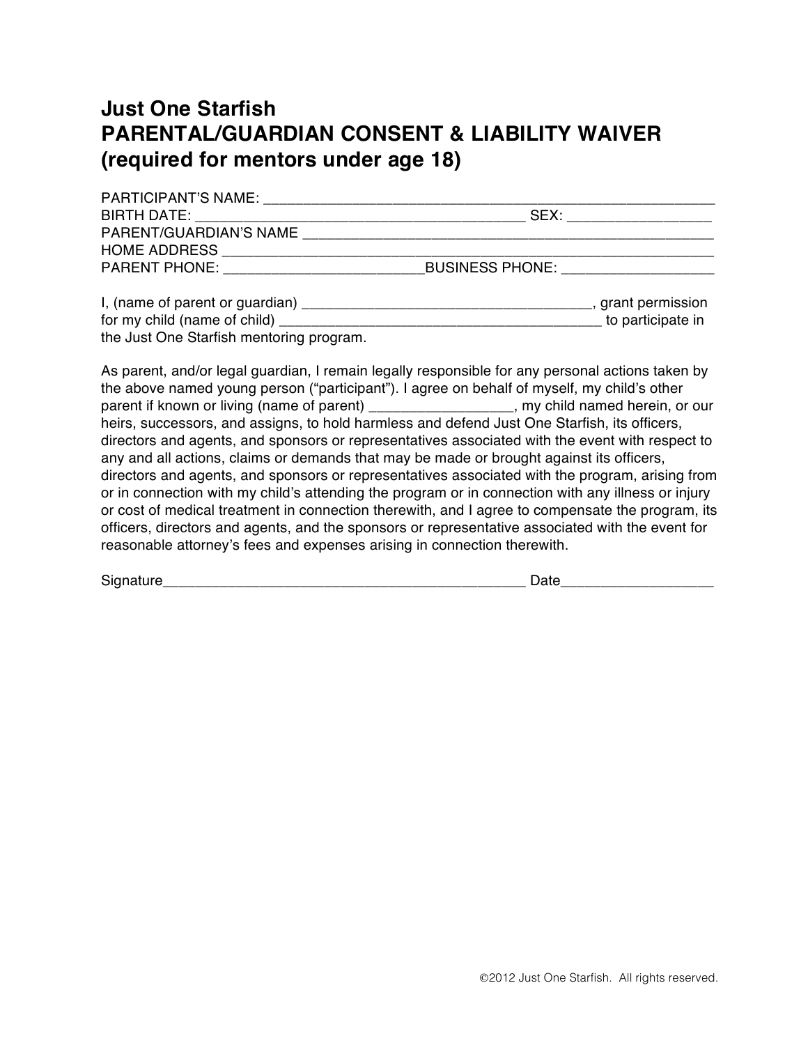# Just One Starfish
# PARENTAL/GUARDIAN CONSENT & LIABILITY WAIVER
# (required for mentors under age 18)

PARTICIPANT'S NAME: ___________________________________________________________
BIRTH DATE: ______________________________________________ SEX: __________________
PARENT/GUARDIAN'S NAME ______________________________________________________
HOME ADDRESS ___________________________________________________________________
PARENT PHONE: __________________________BUSINESS PHONE: ____________________

I, (name of parent or guardian) ______________________________________, grant permission for my child (name of child) ___________________________________________ to participate in the Just One Starfish mentoring program.

As parent, and/or legal guardian, I remain legally responsible for any personal actions taken by the above named young person ("participant"). I agree on behalf of myself, my child's other parent if known or living (name of parent) __________________, my child named herein, or our heirs, successors, and assigns, to hold harmless and defend Just One Starfish, its officers, directors and agents, and sponsors or representatives associated with the event with respect to any and all actions, claims or demands that may be made or brought against its officers, directors and agents, and sponsors or representatives associated with the program, arising from or in connection with my child's attending the program or in connection with any illness or injury or cost of medical treatment in connection therewith, and I agree to compensate the program, its officers, directors and agents, and the sponsors or representative associated with the event for reasonable attorney's fees and expenses arising in connection therewith.

Signature________________________________________________ Date___________________

©2012 Just One Starfish. All rights reserved.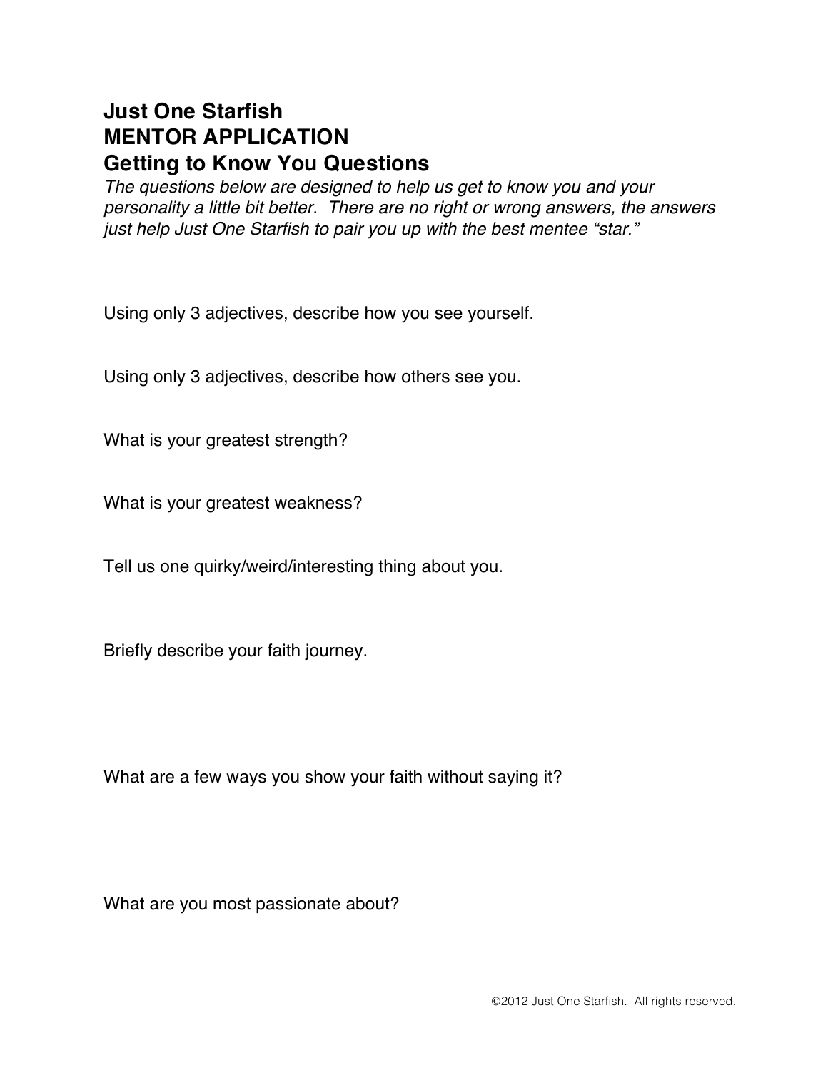# Just One Starfish
# MENTOR APPLICATION
## Getting to Know You Questions

*The questions below are designed to help us get to know you and your personality a little bit better. There are no right or wrong answers, the answers just help Just One Starfish to pair you up with the best mentee "star."*

Using only 3 adjectives, describe how you see yourself.

Using only 3 adjectives, describe how others see you.

What is your greatest strength?

What is your greatest weakness?

Tell us one quirky/weird/interesting thing about you.

Briefly describe your faith journey.

What are a few ways you show your faith without saying it?

What are you most passionate about?

©2012 Just One Starfish. All rights reserved.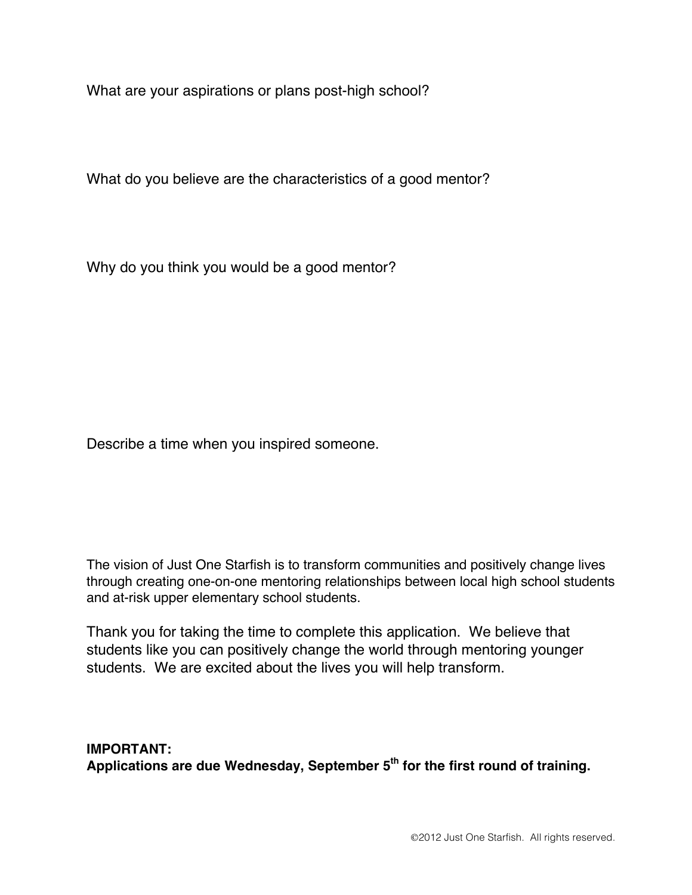What are your aspirations or plans post-high school?

What do you believe are the characteristics of a good mentor?

Why do you think you would be a good mentor?

Describe a time when you inspired someone.

The vision of Just One Starfish is to transform communities and positively change lives through creating one-on-one mentoring relationships between local high school students and at-risk upper elementary school students.

Thank you for taking the time to complete this application. We believe that students like you can positively change the world through mentoring younger students. We are excited about the lives you will help transform.

**IMPORTANT:**
**Applications are due Wednesday, September 5th for the first round of training.**

©2012 Just One Starfish. All rights reserved.